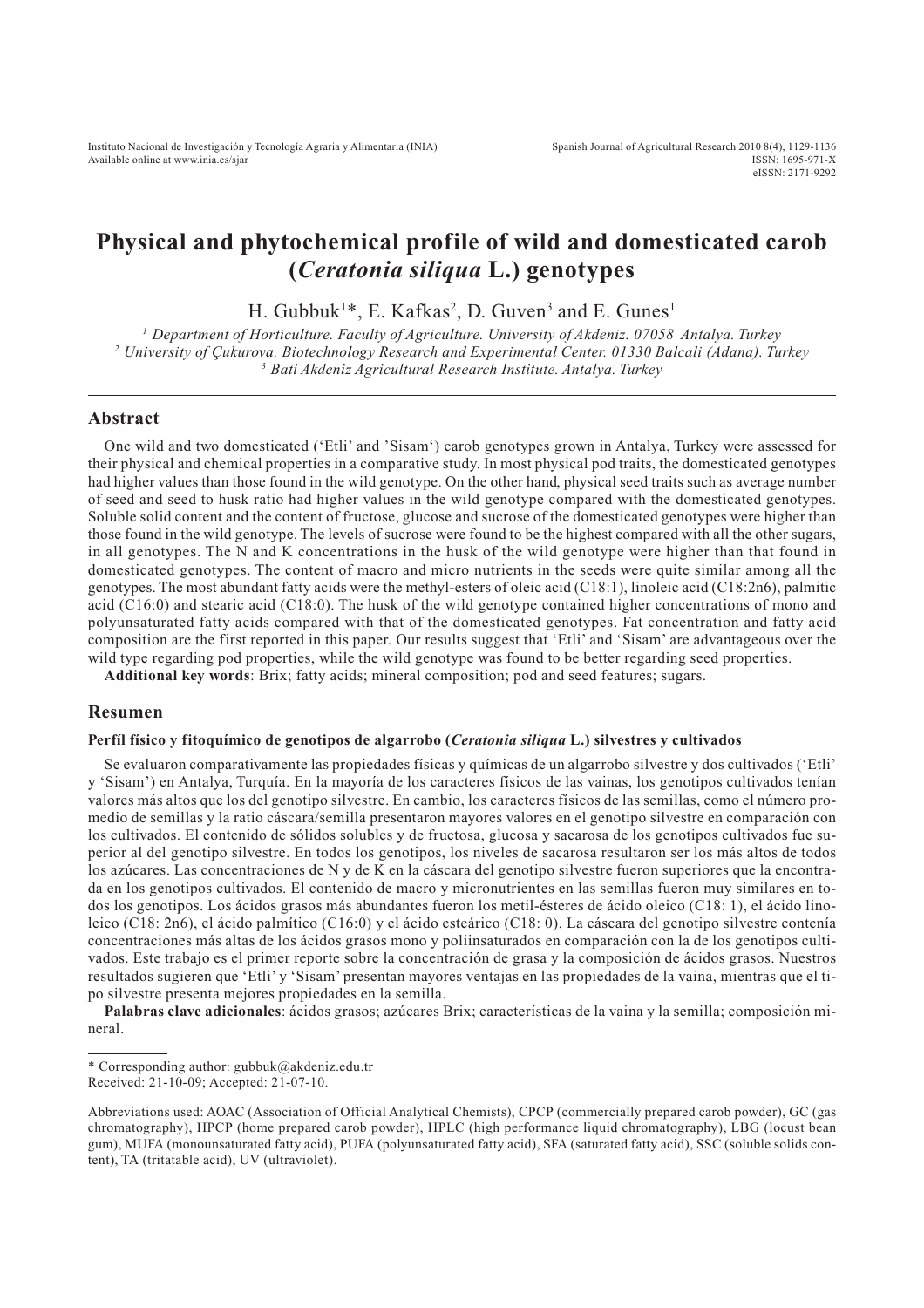# Physical and phytochemical profile of wild and domesticated carob (*Ceratonia siliqua* L.) genotypes

H. Gubbuk[1]*, E. Kafkas[2], D. Guven[3] and E. Gunes[1]

[1] Department of Horticulture. Faculty of Agriculture. University of Akdeniz. 07058 Antalya. Turkey
[2] University of Çukurova. Biotechnology Research and Experimental Center. 01330 Balcali (Adana). Turkey
[3] Bati Akdeniz Agricultural Research Institute. Antalya. Turkey

## Abstract

One wild and two domesticated ('Etli' and 'Sisam') carob genotypes grown in Antalya, Turkey were assessed for their physical and chemical properties in a comparative study. In most physical pod traits, the domesticated genotypes had higher values than those found in the wild genotype. On the other hand, physical seed traits such as average number of seed and seed to husk ratio had higher values in the wild genotype compared with the domesticated genotypes. Soluble solid content and the content of fructose, glucose and sucrose of the domesticated genotypes were higher than those found in the wild genotype. The levels of sucrose were found to be the highest compared with all the other sugars, in all genotypes. The N and K concentrations in the husk of the wild genotype were higher than that found in domesticated genotypes. The content of macro and micro nutrients in the seeds were quite similar among all the genotypes. The most abundant fatty acids were the methyl-esters of oleic acid (C18:1), linoleic acid (C18:2n6), palmitic acid (C16:0) and stearic acid (C18:0). The husk of the wild genotype contained higher concentrations of mono and polyunsaturated fatty acids compared with that of the domesticated genotypes. Fat concentration and fatty acid composition are the first reported in this paper. Our results suggest that 'Etli' and 'Sisam' are advantageous over the wild type regarding pod properties, while the wild genotype was found to be better regarding seed properties.

**Additional key words**: Brix; fatty acids; mineral composition; pod and seed features; sugars.

## Resumen

### Perfíl físico y fitoquímico de genotipos de algarrobo (*Ceratonia siliqua* L.) silvestres y cultivados

Se evaluaron comparativamente las propiedades físicas y químicas de un algarrobo silvestre y dos cultivados ('Etli' y 'Sisam') en Antalya, Turquía. En la mayoría de los caracteres físicos de las vainas, los genotipos cultivados tenían valores más altos que los del genotipo silvestre. En cambio, los caracteres físicos de las semillas, como el número promedio de semillas y la ratio cáscara/semilla presentaron mayores valores en el genotipo silvestre en comparación con los cultivados. El contenido de sólidos solubles y de fructosa, glucosa y sacarosa de los genotipos cultivados fue superior al del genotipo silvestre. En todos los genotipos, los niveles de sacarosa resultaron ser los más altos de todos los azúcares. Las concentraciones de N y de K en la cáscara del genotipo silvestre fueron superiores que la encontrada en los genotipos cultivados. El contenido de macro y micronutrientes en las semillas fueron muy similares en todos los genotipos. Los ácidos grasos más abundantes fueron los metil-ésteres de ácido oleico (C18: 1), el ácido linoleico (C18: 2n6), el ácido palmítico (C16:0) y el ácido esteárico (C18: 0). La cáscara del genotipo silvestre contenía concentraciones más altas de los ácidos grasos mono y poliinsaturados en comparación con la de los genotipos cultivados. Este trabajo es el primer reporte sobre la concentración de grasa y la composición de ácidos grasos. Nuestros resultados sugieren que 'Etli' y 'Sisam' presentan mayores ventajas en las propiedades de la vaina, mientras que el tipo silvestre presenta mejores propiedades en la semilla.

**Palabras clave adicionales**: ácidos grasos; azúcares Brix; características de la vaina y la semilla; composición mineral.

---

\* Corresponding author: gubbuk@akdeniz.edu.tr
Received: 21-10-09; Accepted: 21-07-10.

---

Abbreviations used: AOAC (Association of Official Analytical Chemists), CPCP (commercially prepared carob powder), GC (gas chromatography), HPCP (home prepared carob powder), HPLC (high performance liquid chromatography), LBG (locust bean gum), MUFA (monounsaturated fatty acid), PUFA (polyunsaturated fatty acid), SFA (saturated fatty acid), SSC (soluble solids content), TA (tritatable acid), UV (ultraviolet).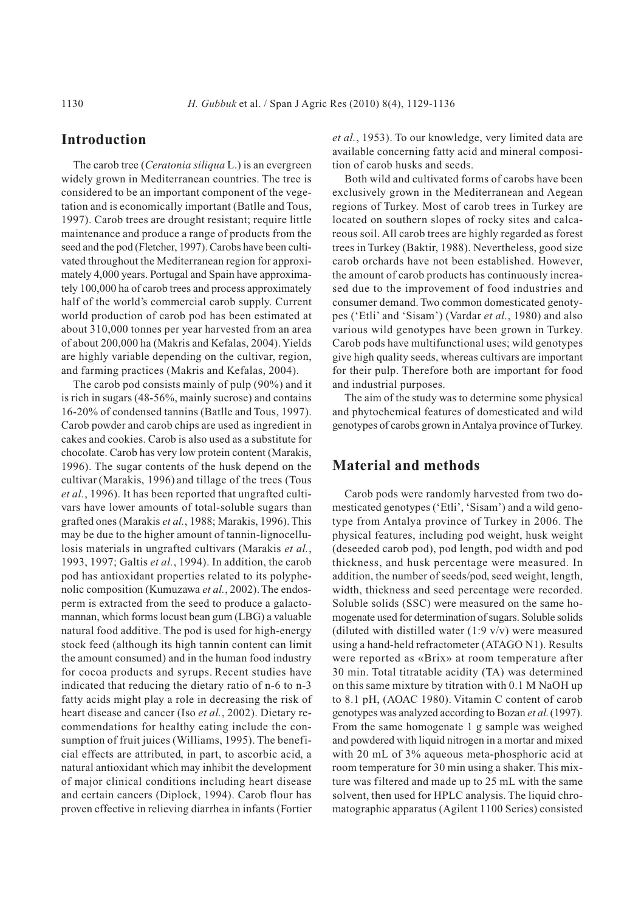## Introduction

The carob tree (*Ceratonia siliqua* L.) is an evergreen widely grown in Mediterranean countries. The tree is considered to be an important component of the vegetation and is economically important (Batlle and Tous, 1997). Carob trees are drought resistant; require little maintenance and produce a range of products from the seed and the pod (Fletcher, 1997). Carobs have been cultivated throughout the Mediterranean region for approximately 4,000 years. Portugal and Spain have approximately 100,000 ha of carob trees and process approximately half of the world's commercial carob supply. Current world production of carob pod has been estimated at about 310,000 tonnes per year harvested from an area of about 200,000 ha (Makris and Kefalas, 2004). Yields are highly variable depending on the cultivar, region, and farming practices (Makris and Kefalas, 2004).

The carob pod consists mainly of pulp (90%) and it is rich in sugars (48-56%, mainly sucrose) and contains 16-20% of condensed tannins (Batlle and Tous, 1997). Carob powder and carob chips are used as ingredient in cakes and cookies. Carob is also used as a substitute for chocolate. Carob has very low protein content (Marakis, 1996). The sugar contents of the husk depend on the cultivar (Marakis, 1996) and tillage of the trees (Tous *et al.*, 1996). It has been reported that ungrafted cultivars have lower amounts of total-soluble sugars than grafted ones (Marakis *et al.*, 1988; Marakis, 1996). This may be due to the higher amount of tannin-lignocellulosis materials in ungrafted cultivars (Marakis *et al.*, 1993, 1997; Galtis *et al.*, 1994). In addition, the carob pod has antioxidant properties related to its polyphenolic composition (Kumuzawa *et al.*, 2002). The endosperm is extracted from the seed to produce a galactomannan, which forms locust bean gum (LBG) a valuable natural food additive. The pod is used for high-energy stock feed (although its high tannin content can limit the amount consumed) and in the human food industry for cocoa products and syrups. Recent studies have indicated that reducing the dietary ratio of n-6 to n-3 fatty acids might play a role in decreasing the risk of heart disease and cancer (Iso *et al.*, 2002). Dietary recommendations for healthy eating include the consumption of fruit juices (Williams, 1995). The beneficial effects are attributed, in part, to ascorbic acid, a natural antioxidant which may inhibit the development of major clinical conditions including heart disease and certain cancers (Diplock, 1994). Carob flour has proven effective in relieving diarrhea in infants (Fortier *et al.*, 1953). To our knowledge, very limited data are available concerning fatty acid and mineral composition of carob husks and seeds.

Both wild and cultivated forms of carobs have been exclusively grown in the Mediterranean and Aegean regions of Turkey. Most of carob trees in Turkey are located on southern slopes of rocky sites and calcareous soil. All carob trees are highly regarded as forest trees in Turkey (Baktir, 1988). Nevertheless, good size carob orchards have not been established. However, the amount of carob products has continuously increased due to the improvement of food industries and consumer demand. Two common domesticated genotypes ('Etli' and 'Sisam') (Vardar *et al.*, 1980) and also various wild genotypes have been grown in Turkey. Carob pods have multifunctional uses; wild genotypes give high quality seeds, whereas cultivars are important for their pulp. Therefore both are important for food and industrial purposes.

The aim of the study was to determine some physical and phytochemical features of domesticated and wild genotypes of carobs grown in Antalya province of Turkey.

## Material and methods

Carob pods were randomly harvested from two domesticated genotypes ('Etli', 'Sisam') and a wild genotype from Antalya province of Turkey in 2006. The physical features, including pod weight, husk weight (deseeded carob pod), pod length, pod width and pod thickness, and husk percentage were measured. In addition, the number of seeds/pod, seed weight, length, width, thickness and seed percentage were recorded. Soluble solids (SSC) were measured on the same homogenate used for determination of sugars. Soluble solids (diluted with distilled water (1:9 v/v) were measured using a hand-held refractometer (ATAGO N1). Results were reported as «Brix» at room temperature after 30 min. Total titratable acidity (TA) was determined on this same mixture by titration with 0.1 M NaOH up to 8.1 pH, (AOAC 1980). Vitamin C content of carob genotypes was analyzed according to Bozan *et al.* (1997). From the same homogenate 1 g sample was weighed and powdered with liquid nitrogen in a mortar and mixed with 20 mL of 3% aqueous meta-phosphoric acid at room temperature for 30 min using a shaker. This mixture was filtered and made up to 25 mL with the same solvent, then used for HPLC analysis. The liquid chromatographic apparatus (Agilent 1100 Series) consisted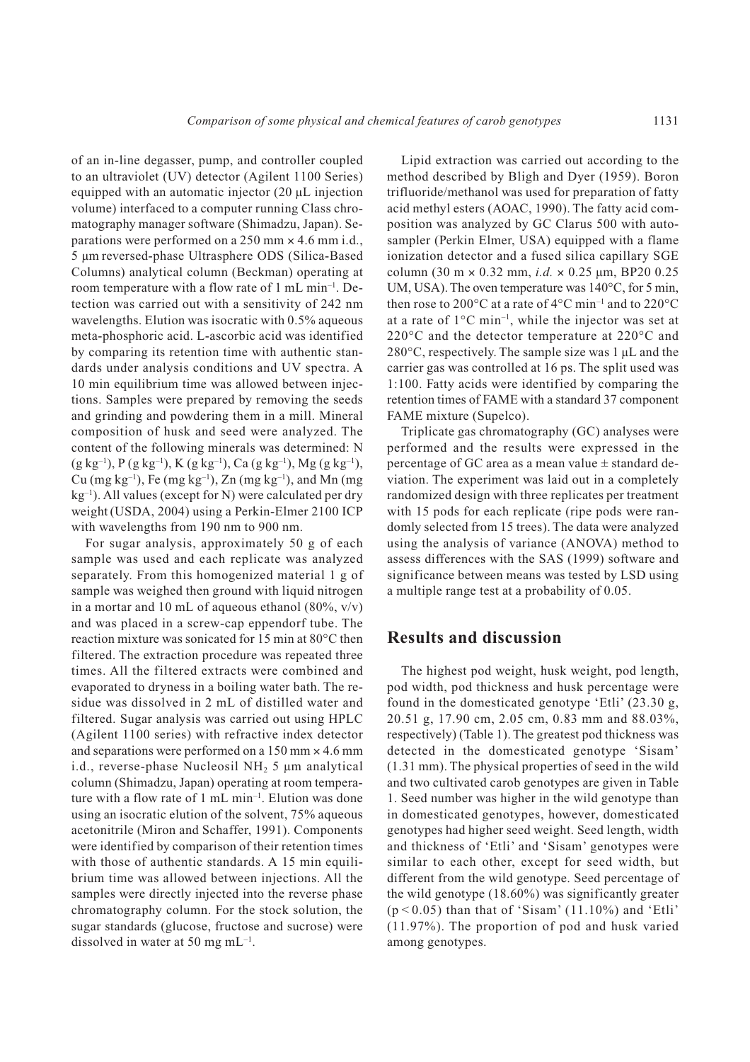of an in-line degasser, pump, and controller coupled to an ultraviolet (UV) detector (Agilent 1100 Series) equipped with an automatic injector (20 µL injection volume) interfaced to a computer running Class chromatography manager software (Shimadzu, Japan). Separations were performed on a 250 mm × 4.6 mm i.d., 5 µm reversed-phase Ultrasphere ODS (Silica-Based Columns) analytical column (Beckman) operating at room temperature with a flow rate of 1 mL $min^{-1}$. Detection was carried out with a sensitivity of 242 nm wavelengths. Elution was isocratic with 0.5% aqueous meta-phosphoric acid. L-ascorbic acid was identified by comparing its retention time with authentic standards under analysis conditions and UV spectra. A 10 min equilibrium time was allowed between injections. Samples were prepared by removing the seeds and grinding and powdering them in a mill. Mineral composition of husk and seed were analyzed. The content of the following minerals was determined: N (g $kg^{-1}$), P (g $kg^{-1}$), K (g $kg^{-1}$), Ca (g $kg^{-1}$), Mg (g $kg^{-1}$), Cu (mg $kg^{-1}$), Fe (mg $kg^{-1}$), Zn (mg $kg^{-1}$), and Mn (mg $kg^{-1}$). All values (except for N) were calculated per dry weight (USDA, 2004) using a Perkin-Elmer 2100 ICP with wavelengths from 190 nm to 900 nm.

For sugar analysis, approximately 50 g of each sample was used and each replicate was analyzed separately. From this homogenized material 1 g of sample was weighed then ground with liquid nitrogen in a mortar and 10 mL of aqueous ethanol (80%, v/v) and was placed in a screw-cap eppendorf tube. The reaction mixture was sonicated for 15 min at 80°C then filtered. The extraction procedure was repeated three times. All the filtered extracts were combined and evaporated to dryness in a boiling water bath. The residue was dissolved in 2 mL of distilled water and filtered. Sugar analysis was carried out using HPLC (Agilent 1100 series) with refractive index detector and separations were performed on a 150 mm × 4.6 mm i.d., reverse-phase Nucleosil $NH_2$ 5 µm analytical column (Shimadzu, Japan) operating at room temperature with a flow rate of 1 mL $min^{-1}$. Elution was done using an isocratic elution of the solvent, 75% aqueous acetonitrile (Miron and Schaffer, 1991). Components were identified by comparison of their retention times with those of authentic standards. A 15 min equilibrium time was allowed between injections. All the samples were directly injected into the reverse phase chromatography column. For the stock solution, the sugar standards (glucose, fructose and sucrose) were dissolved in water at 50 mg $mL^{-1}$.

Lipid extraction was carried out according to the method described by Bligh and Dyer (1959). Boron trifluoride/methanol was used for preparation of fatty acid methyl esters (AOAC, 1990). The fatty acid composition was analyzed by GC Clarus 500 with auto-sampler (Perkin Elmer, USA) equipped with a flame ionization detector and a fused silica capillary SGE column (30 m × 0.32 mm, *i.d.* × 0.25 µm, BP20 0.25 UM, USA). The oven temperature was 140°C, for 5 min, then rose to 200°C at a rate of 4°C $min^{-1}$ and to 220°C at a rate of 1°C $min^{-1}$, while the injector was set at 220°C and the detector temperature at 220°C and 280°C, respectively. The sample size was 1 µL and the carrier gas was controlled at 16 ps. The split used was 1:100. Fatty acids were identified by comparing the retention times of FAME with a standard 37 component FAME mixture (Supelco).

Triplicate gas chromatography (GC) analyses were performed and the results were expressed in the percentage of GC area as a mean value ± standard deviation. The experiment was laid out in a completely randomized design with three replicates per treatment with 15 pods for each replicate (ripe pods were randomly selected from 15 trees). The data were analyzed using the analysis of variance (ANOVA) method to assess differences with the SAS (1999) software and significance between means was tested by LSD using a multiple range test at a probability of 0.05.

## Results and discussion

The highest pod weight, husk weight, pod length, pod width, pod thickness and husk percentage were found in the domesticated genotype 'Etli' (23.30 g, 20.51 g, 17.90 cm, 2.05 cm, 0.83 mm and 88.03%, respectively) (Table 1). The greatest pod thickness was detected in the domesticated genotype 'Sisam' (1.31 mm). The physical properties of seed in the wild and two cultivated carob genotypes are given in Table 1. Seed number was higher in the wild genotype than in domesticated genotypes, however, domesticated genotypes had higher seed weight. Seed length, width and thickness of 'Etli' and 'Sisam' genotypes were similar to each other, except for seed width, but different from the wild genotype. Seed percentage of the wild genotype (18.60%) was significantly greater ($p < 0.05$) than that of 'Sisam' (11.10%) and 'Etli' (11.97%). The proportion of pod and husk varied among genotypes.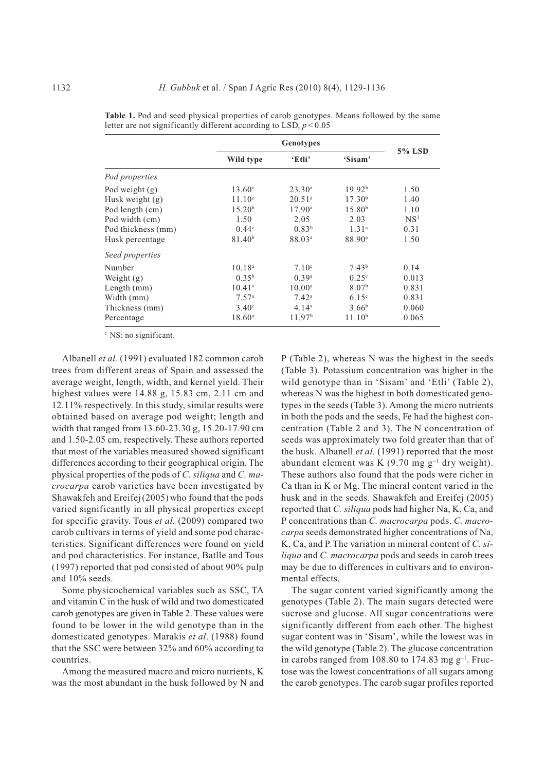**Table 1.** Pod and seed physical properties of carob genotypes. Means followed by the same letter are not significantly different according to LSD, $p < 0.05$

| | Genotypes | | | 5% LSD |
|---|---|---|---|---|
| | Wild type | 'Etli' | 'Sisam' | |
| *Pod properties* | | | | |
| Pod weight (g) | 13.60[c] | 23.30[a] | 19.92[b] | 1.50 |
| Husk weight (g) | 11.10[c] | 20.51[a] | 17.30[b] | 1.40 |
| Pod length (cm) | 15.20[b] | 17.90[a] | 15.80[b] | 1.10 |
| Pod width (cm) | 1.50 | 2.05 | 2.03 | NS[1] |
| Pod thickness (mm) | 0.44[c] | 0.83[b] | 1.31[a] | 0.31 |
| Husk percentage | 81.40[b] | 88.03[a] | 88.90[a] | 1.50 |
| *Seed properties* | | | | |
| Number | 10.18[a] | 7.10[c] | 7.43[b] | 0.14 |
| Weight (g) | 0.35[b] | 0.39[a] | 0.25[c] | 0.013 |
| Length (mm) | 10.41[a] | 10.00[a] | 8.07[b] | 0.831 |
| Width (mm) | 7.57[a] | 7.42[a] | 6.15[c] | 0.831 |
| Thickness (mm) | 3.40[c] | 4.14[a] | 3.66[b] | 0.060 |
| Percentage | 18.60[a] | 11.97[b] | 11.10[b] | 0.065 |

[1] NS: no significant.

Albanell *et al.* (1991) evaluated 182 common carob trees from different areas of Spain and assessed the average weight, length, width, and kernel yield. Their highest values were 14.88 g, 15.83 cm, 2.11 cm and 12.11% respectively. In this study, similar results were obtained based on average pod weight; length and width that ranged from 13.60-23.30 g, 15.20-17.90 cm and 1.50-2.05 cm, respectively. These authors reported that most of the variables measured showed significant differences according to their geographical origin. The physical properties of the pods of *C. siliqua* and *C. macrocarpa* carob varieties have been investigated by Shawakfeh and Ereifej (2005) who found that the pods varied significantly in all physical properties except for specific gravity. Tous *et al.* (2009) compared two carob cultivars in terms of yield and some pod characteristics. Significant differences were found on yield and pod characteristics. For instance, Batlle and Tous (1997) reported that pod consisted of about 90% pulp and 10% seeds.

Some physicochemical variables such as SSC, TA and vitamin C in the husk of wild and two domesticated carob genotypes are given in Table 2. These values were found to be lower in the wild genotype than in the domesticated genotypes. Marakis *et al*. (1988) found that the SSC were between 32% and 60% according to countries.

Among the measured macro and micro nutrients, K was the most abundant in the husk followed by N and P (Table 2), whereas N was the highest in the seeds (Table 3). Potassium concentration was higher in the wild genotype than in 'Sisam' and 'Etli' (Table 2), whereas N was the highest in both domesticated genotypes in the seeds (Table 3). Among the micro nutrients in both the pods and the seeds, Fe had the highest concentration (Table 2 and 3). The N concentration of seeds was approximately two fold greater than that of the husk. Albanell *et al.* (1991) reported that the most abundant element was K (9.70 mg $g^{-1}$ dry weight). These authors also found that the pods were richer in Ca than in K or Mg. The mineral content varied in the husk and in the seeds. Shawakfeh and Ereifej (2005) reported that *C. siliqua* pods had higher Na, K, Ca, and P concentrations than *C. macrocarpa* pods. *C. macrocarpa* seeds demonstrated higher concentrations of Na, K, Ca, and P. The variation in mineral content of *C. siliqua* and *C. macrocarpa* pods and seeds in carob trees may be due to differences in cultivars and to environmental effects.

The sugar content varied significantly among the genotypes (Table 2). The main sugars detected were sucrose and glucose. All sugar concentrations were significantly different from each other. The highest sugar content was in 'Sisam', while the lowest was in the wild genotype (Table 2). The glucose concentration in carobs ranged from 108.80 to 174.83 mg $g^{-1}$. Fructose was the lowest concentrations of all sugars among the carob genotypes. The carob sugar profiles reported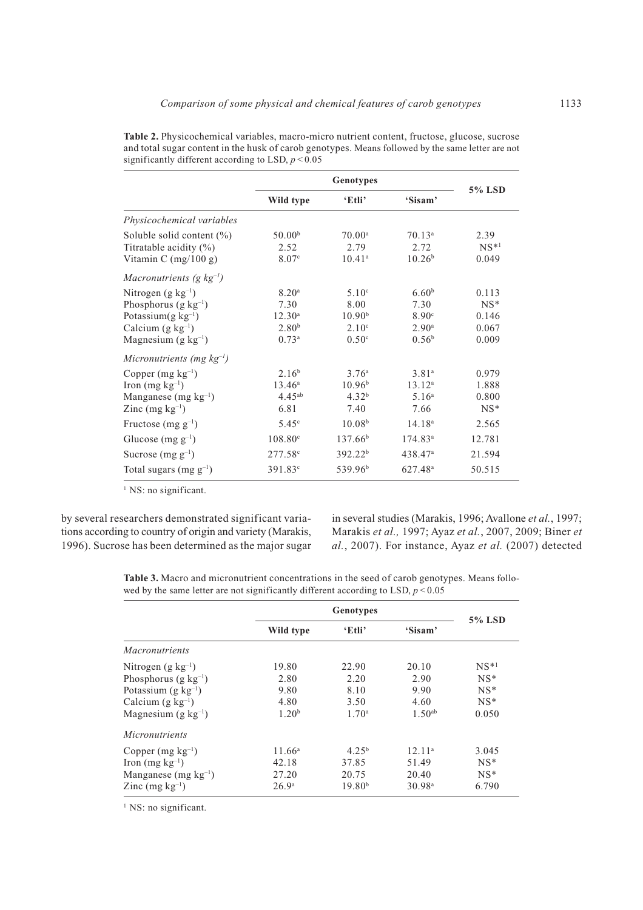**Table 2.** Physicochemical variables, macro-micro nutrient content, fructose, glucose, sucrose and total sugar content in the husk of carob genotypes. Means followed by the same letter are not significantly different according to LSD, $p < 0.05$

| | Genotypes | | | 5% LSD |
|---|---|---|---|---|
| | Wild type | 'Etli' | 'Sisam' | |
| *Physicochemical variables* | | | | |
| Soluble solid content (%) | 50.00[b] | 70.00[a] | 70.13[a] | 2.39 |
| Titratable acidity (%) | 2.52 | 2.79 | 2.72 | NS*[1] |
| Vitamin C (mg/100 g) | 8.07[c] | 10.41[a] | 10.26[b] | 0.049 |
| *Macronutrients (g kg$^{-1}$)* | | | | |
| Nitrogen (g kg$^{-1}$) | 8.20[a] | 5.10[c] | 6.60[b] | 0.113 |
| Phosphorus (g kg$^{-1}$) | 7.30 | 8.00 | 7.30 | NS* |
| Potassium(g kg$^{-1}$) | 12.30[a] | 10.90[b] | 8.90[c] | 0.146 |
| Calcium (g kg$^{-1}$) | 2.80[b] | 2.10[c] | 2.90[a] | 0.067 |
| Magnesium (g kg$^{-1}$) | 0.73[a] | 0.50[c] | 0.56[b] | 0.009 |
| *Micronutrients (mg kg$^{-1}$)* | | | | |
| Copper (mg kg$^{-1}$) | 2.16[b] | 3.76[a] | 3.81[a] | 0.979 |
| Iron (mg kg$^{-1}$) | 13.46[a] | 10.96[b] | 13.12[a] | 1.888 |
| Manganese (mg kg$^{-1}$) | 4.45[ab] | 4.32[b] | 5.16[a] | 0.800 |
| Zinc (mg kg$^{-1}$) | 6.81 | 7.40 | 7.66 | NS* |
| Fructose (mg g$^{-1}$) | 5.45[c] | 10.08[b] | 14.18[a] | 2.565 |
| Glucose (mg g$^{-1}$) | 108.80[c] | 137.66[b] | 174.83[a] | 12.781 |
| Sucrose (mg g$^{-1}$) | 277.58[c] | 392.22[b] | 438.47[a] | 21.594 |
| Total sugars (mg g$^{-1}$) | 391.83[c] | 539.96[b] | 627.48[a] | 50.515 |

[1] NS: no significant.

by several researchers demonstrated significant variations according to country of origin and variety (Marakis, 1996). Sucrose has been determined as the major sugar in several studies (Marakis, 1996; Avallone *et al.*, 1997; Marakis *et al.,* 1997; Ayaz *et al.*, 2007, 2009; Biner *et al.*, 2007). For instance, Ayaz *et al.* (2007) detected

**Table 3.** Macro and micronutrient concentrations in the seed of carob genotypes. Means followed by the same letter are not significantly different according to LSD, $p < 0.05$

| | Genotypes | | | 5% LSD |
|---|---|---|---|---|
| | Wild type | 'Etli' | 'Sisam' | |
| *Macronutrients* | | | | |
| Nitrogen (g kg$^{-1}$) | 19.80 | 22.90 | 20.10 | NS*[1] |
| Phosphorus (g kg$^{-1}$) | 2.80 | 2.20 | 2.90 | NS* |
| Potassium (g kg$^{-1}$) | 9.80 | 8.10 | 9.90 | NS* |
| Calcium (g kg$^{-1}$) | 4.80 | 3.50 | 4.60 | NS* |
| Magnesium (g kg$^{-1}$) | 1.20[b] | 1.70[a] | 1.50[ab] | 0.050 |
| *Micronutrients* | | | | |
| Copper (mg kg$^{-1}$) | 11.66[a] | 4.25[b] | 12.11[a] | 3.045 |
| Iron (mg kg$^{-1}$) | 42.18 | 37.85 | 51.49 | NS* |
| Manganese (mg kg$^{-1}$) | 27.20 | 20.75 | 20.40 | NS* |
| Zinc (mg kg$^{-1}$) | 26.9[a] | 19.80[b] | 30.98[a] | 6.790 |

[1] NS: no significant.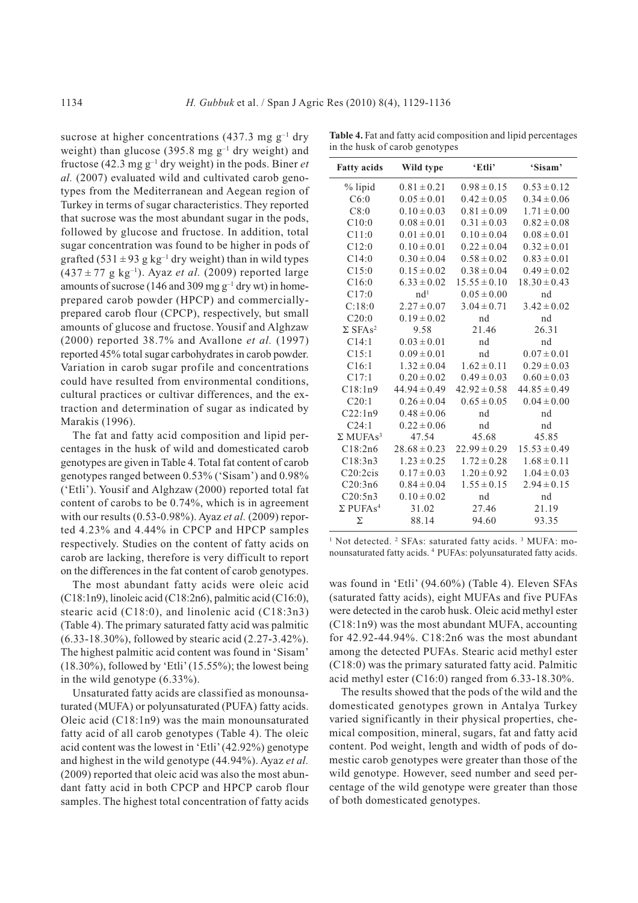sucrose at higher concentrations (437.3 mg $g^{-1}$ dry weight) than glucose (395.8 mg $g^{-1}$ dry weight) and fructose (42.3 mg $g^{-1}$ dry weight) in the pods. Biner *et al.* (2007) evaluated wild and cultivated carob genotypes from the Mediterranean and Aegean region of Turkey in terms of sugar characteristics. They reported that sucrose was the most abundant sugar in the pods, followed by glucose and fructose. In addition, total sugar concentration was found to be higher in pods of grafted (531 ± 93 g $kg^{-1}$ dry weight) than in wild types (437 ± 77 g $kg^{-1}$). Ayaz *et al.* (2009) reported large amounts of sucrose (146 and 309 mg $g^{-1}$ dry wt) in home-prepared carob powder (HPCP) and commercially-prepared carob flour (CPCP), respectively, but small amounts of glucose and fructose. Yousif and Alghzaw (2000) reported 38.7% and Avallone *et al.* (1997) reported 45% total sugar carbohydrates in carob powder. Variation in carob sugar profile and concentrations could have resulted from environmental conditions, cultural practices or cultivar differences, and the extraction and determination of sugar as indicated by Marakis (1996).

The fat and fatty acid composition and lipid percentages in the husk of wild and domesticated carob genotypes are given in Table 4. Total fat content of carob genotypes ranged between 0.53% ('Sisam') and 0.98% ('Etli'). Yousif and Alghzaw (2000) reported total fat content of carobs to be 0.74%, which is in agreement with our results (0.53-0.98%). Ayaz *et al.* (2009) reported 4.23% and 4.44% in CPCP and HPCP samples respectively. Studies on the content of fatty acids on carob are lacking, therefore is very difficult to report on the differences in the fat content of carob genotypes.

The most abundant fatty acids were oleic acid (C18:1n9), linoleic acid (C18:2n6), palmitic acid (C16:0), stearic acid (C18:0), and linolenic acid (C18:3n3) (Table 4). The primary saturated fatty acid was palmitic (6.33-18.30%), followed by stearic acid (2.27-3.42%). The highest palmitic acid content was found in 'Sisam' (18.30%), followed by 'Etli' (15.55%); the lowest being in the wild genotype (6.33%).

Unsaturated fatty acids are classified as monounsaturated (MUFA) or polyunsaturated (PUFA) fatty acids. Oleic acid (C18:1n9) was the main monounsaturated fatty acid of all carob genotypes (Table 4). The oleic acid content was the lowest in 'Etli' (42.92%) genotype and highest in the wild genotype (44.94%). Ayaz *et al.* (2009) reported that oleic acid was also the most abundant fatty acid in both CPCP and HPCP carob flour samples. The highest total concentration of fatty acids was found in 'Etli' (94.60%) (Table 4). Eleven SFAs (saturated fatty acids), eight MUFAs and five PUFAs were detected in the carob husk. Oleic acid methyl ester (C18:1n9) was the most abundant MUFA, accounting for 42.92-44.94%. C18:2n6 was the most abundant among the detected PUFAs. Stearic acid methyl ester (C18:0) was the primary saturated fatty acid. Palmitic acid methyl ester (C16:0) ranged from 6.33-18.30%.

The results showed that the pods of the wild and the domesticated genotypes grown in Antalya Turkey varied significantly in their physical properties, chemical composition, mineral, sugars, fat and fatty acid content. Pod weight, length and width of pods of domestic carob genotypes were greater than those of the wild genotype. However, seed number and seed percentage of the wild genotype were greater than those of both domesticated genotypes.

**Table 4.** Fat and fatty acid composition and lipid percentages in the husk of carob genotypes

| Fatty acids | Wild type | 'Etli' | 'Sisam' |
|---|---|---|---|
| % lipid | 0.81 ± 0.21 | 0.98 ± 0.15 | 0.53 ± 0.12 |
| C6:0 | 0.05 ± 0.01 | 0.42 ± 0.05 | 0.34 ± 0.06 |
| C8:0 | 0.10 ± 0.03 | 0.81 ± 0.09 | 1.71 ± 0.00 |
| C10:0 | 0.08 ± 0.01 | 0.31 ± 0.03 | 0.82 ± 0.08 |
| C11:0 | 0.01 ± 0.01 | 0.10 ± 0.04 | 0.08 ± 0.01 |
| C12:0 | 0.10 ± 0.01 | 0.22 ± 0.04 | 0.32 ± 0.01 |
| C14:0 | 0.30 ± 0.04 | 0.58 ± 0.02 | 0.83 ± 0.01 |
| C15:0 | 0.15 ± 0.02 | 0.38 ± 0.04 | 0.49 ± 0.02 |
| C16:0 | 6.33 ± 0.02 | 15.55 ± 0.10 | 18.30 ± 0.43 |
| C17:0 | nd[1] | 0.05 ± 0.00 | nd |
| C:18:0 | 2.27 ± 0.07 | 3.04 ± 0.71 | 3.42 ± 0.02 |
| C20:0 | 0.19 ± 0.02 | nd | nd |
| Σ SFAs[2] | 9.58 | 21.46 | 26.31 |
| C14:1 | 0.03 ± 0.01 | nd | nd |
| C15:1 | 0.09 ± 0.01 | nd | 0.07 ± 0.01 |
| C16:1 | 1.32 ± 0.04 | 1.62 ± 0.11 | 0.29 ± 0.03 |
| C17:1 | 0.20 ± 0.02 | 0.49 ± 0.03 | 0.60 ± 0.03 |
| C18:1n9 | 44.94 ± 0.49 | 42.92 ± 0.58 | 44.85 ± 0.49 |
| C20:1 | 0.26 ± 0.04 | 0.65 ± 0.05 | 0.04 ± 0.00 |
| C22:1n9 | 0.48 ± 0.06 | nd | nd |
| C24:1 | 0.22 ± 0.06 | nd | nd |
| Σ MUFAs[3] | 47.54 | 45.68 | 45.85 |
| C18:2n6 | 28.68 ± 0.23 | 22.99 ± 0.29 | 15.53 ± 0.49 |
| C18:3n3 | 1.23 ± 0.25 | 1.72 ± 0.28 | 1.68 ± 0.11 |
| C20:2cis | 0.17 ± 0.03 | 1.20 ± 0.92 | 1.04 ± 0.03 |
| C20:3n6 | 0.84 ± 0.04 | 1.55 ± 0.15 | 2.94 ± 0.15 |
| C20:5n3 | 0.10 ± 0.02 | nd | nd |
| Σ PUFAs[4] | 31.02 | 27.46 | 21.19 |
| Σ | 88.14 | 94.60 | 93.35 |

[1] Not detected. [2] SFAs: saturated fatty acids. [3] MUFA: monounsaturated fatty acids. [4] PUFAs: polyunsaturated fatty acids.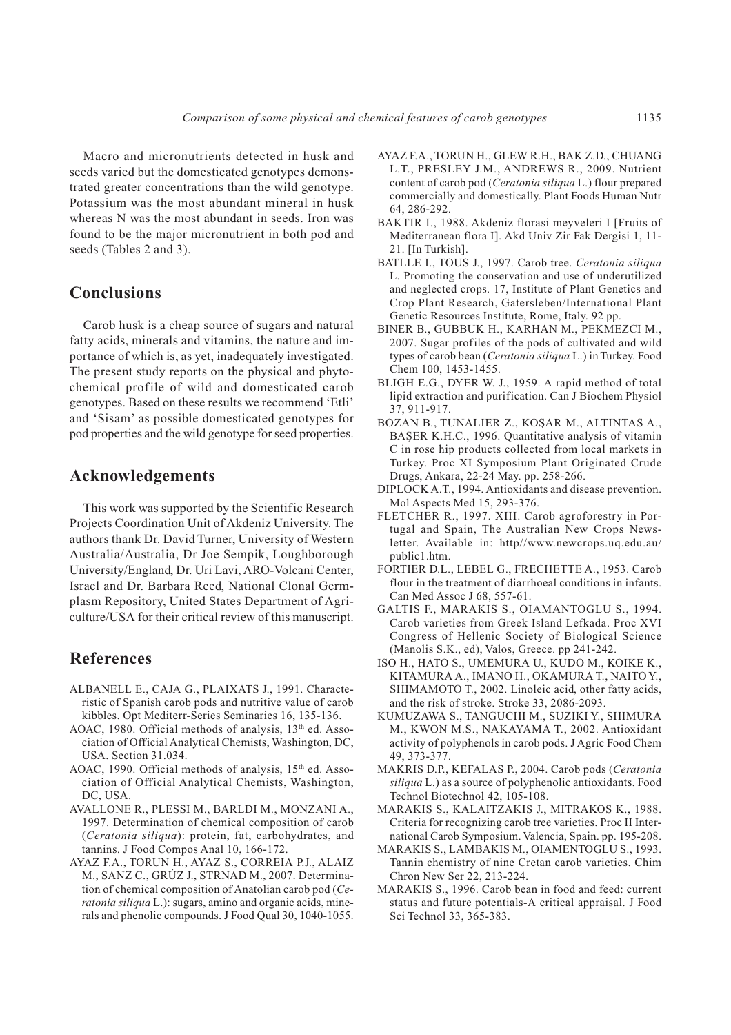Macro and micronutrients detected in husk and seeds varied but the domesticated genotypes demonstrated greater concentrations than the wild genotype. Potassium was the most abundant mineral in husk whereas N was the most abundant in seeds. Iron was found to be the major micronutrient in both pod and seeds (Tables 2 and 3).

## Conclusions

Carob husk is a cheap source of sugars and natural fatty acids, minerals and vitamins, the nature and importance of which is, as yet, inadequately investigated. The present study reports on the physical and phytochemical profile of wild and domesticated carob genotypes. Based on these results we recommend 'Etli' and 'Sisam' as possible domesticated genotypes for pod properties and the wild genotype for seed properties.

## Acknowledgements

This work was supported by the Scientific Research Projects Coordination Unit of Akdeniz University. The authors thank Dr. David Turner, University of Western Australia/Australia, Dr Joe Sempik, Loughborough University/England, Dr. Uri Lavi, ARO-Volcani Center, Israel and Dr. Barbara Reed, National Clonal Germplasm Repository, United States Department of Agriculture/USA for their critical review of this manuscript.

## References

ALBANELL E., CAJA G., PLAIXATS J., 1991. Characteristic of Spanish carob pods and nutritive value of carob kibbles. Opt Mediterr-Series Seminaries 16, 135-136.

AOAC, 1980. Official methods of analysis, 13th ed. Association of Official Analytical Chemists, Washington, DC, USA. Section 31.034.

AOAC, 1990. Official methods of analysis, 15th ed. Association of Official Analytical Chemists, Washington, DC, USA.

AVALLONE R., PLESSI M., BARLDI M., MONZANI A., 1997. Determination of chemical composition of carob (*Ceratonia siliqua*): protein, fat, carbohydrates, and tannins. J Food Compos Anal 10, 166-172.

AYAZ F.A., TORUN H., AYAZ S., CORREIA P.J., ALAIZ M., SANZ C., GRÚZ J., STRNAD M., 2007. Determination of chemical composition of Anatolian carob pod (*Ceratonia siliqua* L.): sugars, amino and organic acids, minerals and phenolic compounds. J Food Qual 30, 1040-1055.

AYAZ F.A., TORUN H., GLEW R.H., BAK Z.D., CHUANG L.T., PRESLEY J.M., ANDREWS R., 2009. Nutrient content of carob pod (*Ceratonia siliqua* L.) flour prepared commercially and domestically. Plant Foods Human Nutr 64, 286-292.

BAKTIR I., 1988. Akdeniz florasi meyveleri I [Fruits of Mediterranean flora I]. Akd Univ Zir Fak Dergisi 1, 11-21. [In Turkish].

BATLLE I., TOUS J., 1997. Carob tree. *Ceratonia siliqua* L. Promoting the conservation and use of underutilized and neglected crops. 17, Institute of Plant Genetics and Crop Plant Research, Gatersleben/International Plant Genetic Resources Institute, Rome, Italy. 92 pp.

BINER B., GUBBUK H., KARHAN M., PEKMEZCI M., 2007. Sugar profiles of the pods of cultivated and wild types of carob bean (*Ceratonia siliqua* L.) in Turkey. Food Chem 100, 1453-1455.

BLIGH E.G., DYER W. J., 1959. A rapid method of total lipid extraction and purification. Can J Biochem Physiol 37, 911-917.

BOZAN B., TUNALIER Z., KOŞAR M., ALTINTAS A., BAŞER K.H.C., 1996. Quantitative analysis of vitamin C in rose hip products collected from local markets in Turkey. Proc XI Symposium Plant Originated Crude Drugs, Ankara, 22-24 May. pp. 258-266.

DIPLOCK A.T., 1994. Antioxidants and disease prevention. Mol Aspects Med 15, 293-376.

FLETCHER R., 1997. XIII. Carob agroforestry in Portugal and Spain, The Australian New Crops Newsletter. Available in: http//www.newcrops.uq.edu.au/public1.htm.

FORTIER D.L., LEBEL G., FRECHETTE A., 1953. Carob flour in the treatment of diarrhoeal conditions in infants. Can Med Assoc J 68, 557-61.

GALTIS F., MARAKIS S., OIAMANTOGLU S., 1994. Carob varieties from Greek Island Lefkada. Proc XVI Congress of Hellenic Society of Biological Science (Manolis S.K., ed), Valos, Greece. pp 241-242.

ISO H., HATO S., UMEMURA U., KUDO M., KOIKE K., KITAMURA A., IMANO H., OKAMURA T., NAITO Y., SHIMAMOTO T., 2002. Linoleic acid, other fatty acids, and the risk of stroke. Stroke 33, 2086-2093.

KUMUZAWA S., TANGUCHI M., SUZIKI Y., SHIMURA M., KWON M.S., NAKAYAMA T., 2002. Antioxidant activity of polyphenols in carob pods. J Agric Food Chem 49, 373-377.

MAKRIS D.P., KEFALAS P., 2004. Carob pods (*Ceratonia siliqua* L.) as a source of polyphenolic antioxidants. Food Technol Biotechnol 42, 105-108.

MARAKIS S., KALAITZAKIS J., MITRAKOS K., 1988. Criteria for recognizing carob tree varieties. Proc II International Carob Symposium. Valencia, Spain. pp. 195-208.

MARAKIS S., LAMBAKIS M., OIAMENTOGLU S., 1993. Tannin chemistry of nine Cretan carob varieties. Chim Chron New Ser 22, 213-224.

MARAKIS S., 1996. Carob bean in food and feed: current status and future potentials-A critical appraisal. J Food Sci Technol 33, 365-383.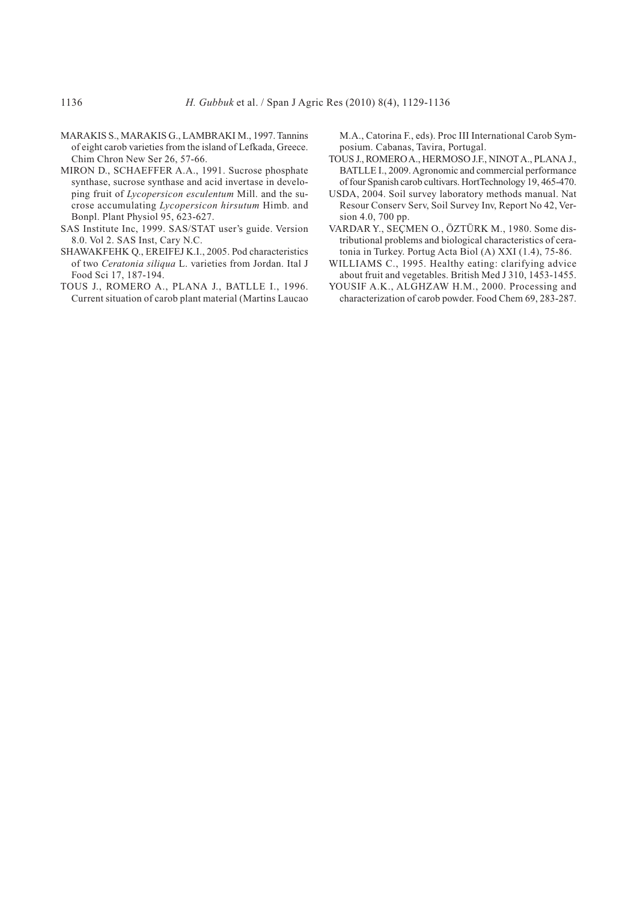MARAKIS S., MARAKIS G., LAMBRAKI M., 1997. Tannins of eight carob varieties from the island of Lefkada, Greece. Chim Chron New Ser 26, 57-66.

MIRON D., SCHAEFFER A.A., 1991. Sucrose phosphate synthase, sucrose synthase and acid invertase in developing fruit of *Lycopersicon esculentum* Mill. and the sucrose accumulating *Lycopersicon hirsutum* Himb. and Bonpl. Plant Physiol 95, 623-627.

SAS Institute Inc, 1999. SAS/STAT user's guide. Version 8.0. Vol 2. SAS Inst, Cary N.C.

SHAWAKFEHK Q., EREIFEJ K.I., 2005. Pod characteristics of two *Ceratonia siliqua* L. varieties from Jordan. Ital J Food Sci 17, 187-194.

TOUS J., ROMERO A., PLANA J., BATLLE I., 1996. Current situation of carob plant material (Martins Laucao M.A., Catorina F., eds). Proc III International Carob Symposium. Cabanas, Tavira, Portugal.

TOUS J., ROMERO A., HERMOSO J.F., NINOT A., PLANA J., BATLLE I., 2009. Agronomic and commercial performance of four Spanish carob cultivars. HortTechnology 19, 465-470.

USDA, 2004. Soil survey laboratory methods manual. Nat Resour Conserv Serv, Soil Survey Inv, Report No 42, Version 4.0, 700 pp.

VARDAR Y., SEÇMEN O., ÖZTÜRK M., 1980. Some distributional problems and biological characteristics of ceratonia in Turkey. Portug Acta Biol (A) XXI (1.4), 75-86.

WILLIAMS C., 1995. Healthy eating: clarifying advice about fruit and vegetables. British Med J 310, 1453-1455.

YOUSIF A.K., ALGHZAW H.M., 2000. Processing and characterization of carob powder. Food Chem 69, 283-287.